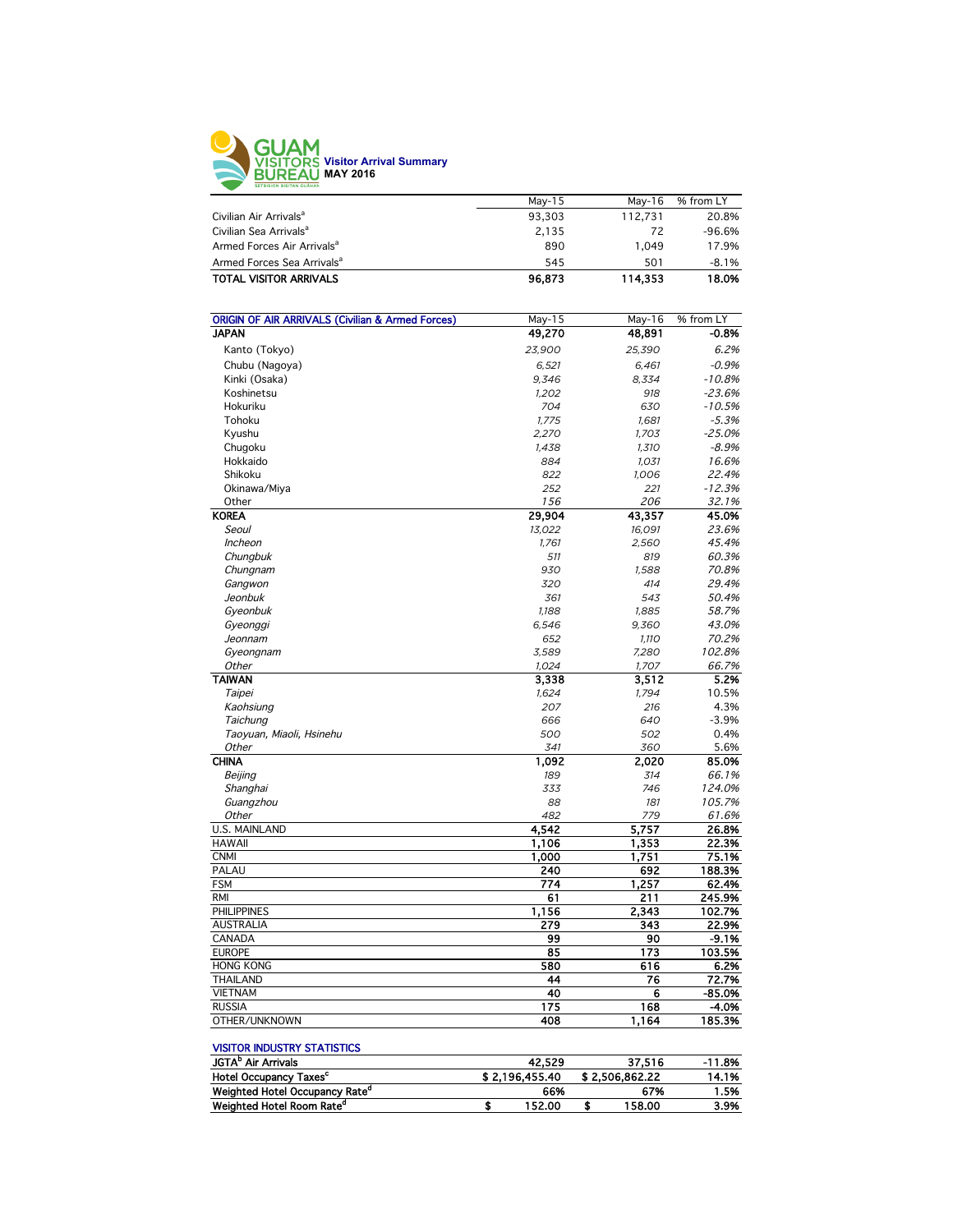# GUAM VISITORS BUREAU

## Visitor Arrival Summary
**MAY 2016**

| | May-15 | May-16 | % from LY |
|---|---|---|---|
| Civilian Air Arrivals[a] | 93,303 | 112,731 | 20.8% |
| Civilian Sea Arrivals[a] | 2,135 | 72 | -96.6% |
| Armed Forces Air Arrivals[a] | 890 | 1,049 | 17.9% |
| Armed Forces Sea Arrivals[a] | 545 | 501 | -8.1% |
| **TOTAL VISITOR ARRIVALS** | **96,873** | **114,353** | **18.0%** |

| ORIGIN OF AIR ARRIVALS (Civilian & Armed Forces) | May-15 | May-16 | % from LY |
|---|---|---|---|
| **JAPAN** | **49,270** | **48,891** | **-0.8%** |
| Kanto (Tokyo) | *23,900* | *25,390* | *6.2%* |
| Chubu (Nagoya) | *6,521* | *6,461* | *-0.9%* |
| Kinki (Osaka) | *9,346* | *8,334* | *-10.8%* |
| Koshinetsu | *1,202* | *918* | *-23.6%* |
| Hokuriku | *704* | *630* | *-10.5%* |
| Tohoku | *1,775* | *1,681* | *-5.3%* |
| Kyushu | *2,270* | *1,703* | *-25.0%* |
| Chugoku | *1,438* | *1,310* | *-8.9%* |
| Hokkaido | *884* | *1,031* | *16.6%* |
| Shikoku | *822* | *1,006* | *22.4%* |
| Okinawa/Miya | *252* | *221* | *-12.3%* |
| Other | *156* | *206* | *32.1%* |
| **KOREA** | **29,904** | **43,357** | **45.0%** |
| *Seoul* | *13,022* | *16,091* | *23.6%* |
| *Incheon* | *1,761* | *2,560* | *45.4%* |
| *Chungbuk* | *511* | *819* | *60.3%* |
| *Chungnam* | *930* | *1,588* | *70.8%* |
| *Gangwon* | *320* | *414* | *29.4%* |
| *Jeonbuk* | *361* | *543* | *50.4%* |
| *Gyeonbuk* | *1,188* | *1,885* | *58.7%* |
| *Gyeonggi* | *6,546* | *9,360* | *43.0%* |
| *Jeonnam* | *652* | *1,110* | *70.2%* |
| *Gyeongnam* | *3,589* | *7,280* | *102.8%* |
| *Other* | *1,024* | *1,707* | *66.7%* |
| **TAIWAN** | **3,338** | **3,512** | **5.2%** |
| *Taipei* | *1,624* | *1,794* | 10.5% |
| *Kaohsiung* | *207* | *216* | 4.3% |
| *Taichung* | *666* | *640* | -3.9% |
| *Taoyuan, Miaoli, Hsinehu* | *500* | *502* | 0.4% |
| *Other* | *341* | *360* | 5.6% |
| **CHINA** | **1,092** | **2,020** | **85.0%** |
| *Beijing* | *189* | *314* | *66.1%* |
| *Shanghai* | *333* | *746* | *124.0%* |
| *Guangzhou* | *88* | *181* | *105.7%* |
| *Other* | *482* | *779* | *61.6%* |
| U.S. MAINLAND | **4,542** | **5,757** | **26.8%** |
| HAWAII | **1,106** | **1,353** | **22.3%** |
| CNMI | **1,000** | **1,751** | **75.1%** |
| PALAU | **240** | **692** | **188.3%** |
| FSM | **774** | **1,257** | **62.4%** |
| RMI | **61** | **211** | **245.9%** |
| PHILIPPINES | **1,156** | **2,343** | **102.7%** |
| AUSTRALIA | **279** | **343** | **22.9%** |
| CANADA | **99** | **90** | **-9.1%** |
| EUROPE | **85** | **173** | **103.5%** |
| HONG KONG | **580** | **616** | **6.2%** |
| THAILAND | **44** | **76** | **72.7%** |
| VIETNAM | **40** | **6** | **-85.0%** |
| RUSSIA | **175** | **168** | **-4.0%** |
| OTHER/UNKNOWN | **408** | **1,164** | **185.3%** |

| VISITOR INDUSTRY STATISTICS | | | |
|---|---|---|---|
| **JGTA[b] Air Arrivals** | 42,529 | 37,516 | -11.8% |
| **Hotel Occupancy Taxes[c]** | **$ 2,196,455.40** | **$ 2,506,862.22** | **14.1%** |
| **Weighted Hotel Occupancy Rate[d]** | **66%** | **67%** | **1.5%** |
| **Weighted Hotel Room Rate[d]** | **$ 152.00** | **$ 158.00** | **3.9%** |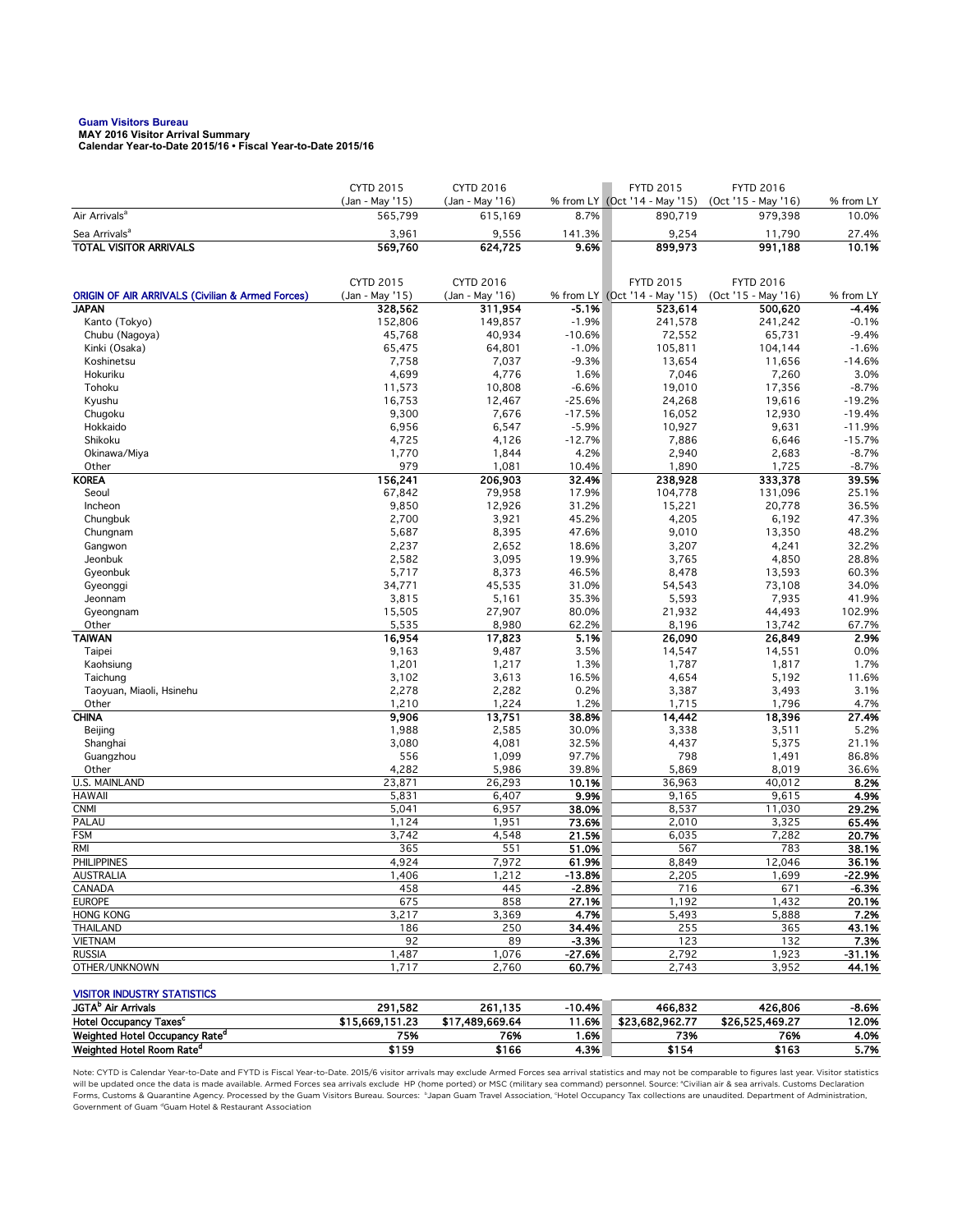**Guam Visitors Bureau**
**MAY 2016 Visitor Arrival Summary**
**Calendar Year-to-Date 2015/16 • Fiscal Year-to-Date 2015/16**

| | CYTD 2015 (Jan - May '15) | CYTD 2016 (Jan - May '16) | % from LY | FYTD 2015 (Oct '14 - May '15) | FYTD 2016 (Oct '15 - May '16) | % from LY |
|---|---|---|---|---|---|---|
| Air Arrivals[a] | 565,799 | 615,169 | 8.7% | 890,719 | 979,398 | 10.0% |
| Sea Arrivals[a] | 3,961 | 9,556 | 141.3% | 9,254 | 11,790 | 27.4% |
| **TOTAL VISITOR ARRIVALS** | **569,760** | **624,725** | **9.6%** | **899,973** | **991,188** | **10.1%** |

| ORIGIN OF AIR ARRIVALS (Civilian & Armed Forces) | CYTD 2015 (Jan - May '15) | CYTD 2016 (Jan - May '16) | % from LY | FYTD 2015 (Oct '14 - May '15) | FYTD 2016 (Oct '15 - May '16) | % from LY |
|---|---|---|---|---|---|---|
| **JAPAN** | **328,562** | **311,954** | **-5.1%** | **523,614** | **500,620** | **-4.4%** |
| Kanto (Tokyo) | 152,806 | 149,857 | -1.9% | 241,578 | 241,242 | -0.1% |
| Chubu (Nagoya) | 45,768 | 40,934 | -10.6% | 72,552 | 65,731 | -9.4% |
| Kinki (Osaka) | 65,475 | 64,801 | -1.0% | 105,811 | 104,144 | -1.6% |
| Koshinetsu | 7,758 | 7,037 | -9.3% | 13,654 | 11,656 | -14.6% |
| Hokuriku | 4,699 | 4,776 | 1.6% | 7,046 | 7,260 | 3.0% |
| Tohoku | 11,573 | 10,808 | -6.6% | 19,010 | 17,356 | -8.7% |
| Kyushu | 16,753 | 12,467 | -25.6% | 24,268 | 19,616 | -19.2% |
| Chugoku | 9,300 | 7,676 | -17.5% | 16,052 | 12,930 | -19.4% |
| Hokkaido | 6,956 | 6,547 | -5.9% | 10,927 | 9,631 | -11.9% |
| Shikoku | 4,725 | 4,126 | -12.7% | 7,886 | 6,646 | -15.7% |
| Okinawa/Miya | 1,770 | 1,844 | 4.2% | 2,940 | 2,683 | -8.7% |
| Other | 979 | 1,081 | 10.4% | 1,890 | 1,725 | -8.7% |
| **KOREA** | **156,241** | **206,903** | **32.4%** | **238,928** | **333,378** | **39.5%** |
| Seoul | 67,842 | 79,958 | 17.9% | 104,778 | 131,096 | 25.1% |
| Incheon | 9,850 | 12,926 | 31.2% | 15,221 | 20,778 | 36.5% |
| Chungbuk | 2,700 | 3,921 | 45.2% | 4,205 | 6,192 | 47.3% |
| Chungnam | 5,687 | 8,395 | 47.6% | 9,010 | 13,350 | 48.2% |
| Gangwon | 2,237 | 2,652 | 18.6% | 3,207 | 4,241 | 32.2% |
| Jeonbuk | 2,582 | 3,095 | 19.9% | 3,765 | 4,850 | 28.8% |
| Gyeonbuk | 5,717 | 8,373 | 46.5% | 8,478 | 13,593 | 60.3% |
| Gyeonggi | 34,771 | 45,535 | 31.0% | 54,543 | 73,108 | 34.0% |
| Jeonnam | 3,815 | 5,161 | 35.3% | 5,593 | 7,935 | 41.9% |
| Gyeongnam | 15,505 | 27,907 | 80.0% | 21,932 | 44,493 | 102.9% |
| Other | 5,535 | 8,980 | 62.2% | 8,196 | 13,742 | 67.7% |
| **TAIWAN** | **16,954** | **17,823** | **5.1%** | **26,090** | **26,849** | **2.9%** |
| Taipei | 9,163 | 9,487 | 3.5% | 14,547 | 14,551 | 0.0% |
| Kaohsiung | 1,201 | 1,217 | 1.3% | 1,787 | 1,817 | 1.7% |
| Taichung | 3,102 | 3,613 | 16.5% | 4,654 | 5,192 | 11.6% |
| Taoyuan, Miaoli, Hsinehu | 2,278 | 2,282 | 0.2% | 3,387 | 3,493 | 3.1% |
| Other | 1,210 | 1,224 | 1.2% | 1,715 | 1,796 | 4.7% |
| **CHINA** | **9,906** | **13,751** | **38.8%** | **14,442** | **18,396** | **27.4%** |
| Beijing | 1,988 | 2,585 | 30.0% | 3,338 | 3,511 | 5.2% |
| Shanghai | 3,080 | 4,081 | 32.5% | 4,437 | 5,375 | 21.1% |
| Guangzhou | 556 | 1,099 | 97.7% | 798 | 1,491 | 86.8% |
| Other | 4,282 | 5,986 | 39.8% | 5,869 | 8,019 | 36.6% |
| U.S. MAINLAND | 23,871 | 26,293 | **10.1%** | 36,963 | 40,012 | **8.2%** |
| HAWAII | 5,831 | 6,407 | **9.9%** | 9,165 | 9,615 | **4.9%** |
| CNMI | 5,041 | 6,957 | **38.0%** | 8,537 | 11,030 | **29.2%** |
| PALAU | 1,124 | 1,951 | **73.6%** | 2,010 | 3,325 | **65.4%** |
| FSM | 3,742 | 4,548 | **21.5%** | 6,035 | 7,282 | **20.7%** |
| RMI | 365 | 551 | **51.0%** | 567 | 783 | **38.1%** |
| PHILIPPINES | 4,924 | 7,972 | **61.9%** | 8,849 | 12,046 | **36.1%** |
| AUSTRALIA | 1,406 | 1,212 | **-13.8%** | 2,205 | 1,699 | **-22.9%** |
| CANADA | 458 | 445 | **-2.8%** | 716 | 671 | **-6.3%** |
| EUROPE | 675 | 858 | **27.1%** | 1,192 | 1,432 | **20.1%** |
| HONG KONG | 3,217 | 3,369 | **4.7%** | 5,493 | 5,888 | **7.2%** |
| THAILAND | 186 | 250 | **34.4%** | 255 | 365 | **43.1%** |
| VIETNAM | 92 | 89 | **-3.3%** | 123 | 132 | **7.3%** |
| RUSSIA | 1,487 | 1,076 | **-27.6%** | 2,792 | 1,923 | **-31.1%** |
| OTHER/UNKNOWN | 1,717 | 2,760 | **60.7%** | 2,743 | 3,952 | **44.1%** |

| VISITOR INDUSTRY STATISTICS | CYTD 2015 | CYTD 2016 | % from LY | FYTD 2015 | FYTD 2016 | % from LY |
|---|---|---|---|---|---|---|
| **JGTA[b] Air Arrivals** | **291,582** | **261,135** | **-10.4%** | **466,832** | **426,806** | **-8.6%** |
| **Hotel Occupancy Taxes[c]** | **$15,669,151.23** | **$17,489,669.64** | **11.6%** | **$23,682,962.77** | **$26,525,469.27** | **12.0%** |
| **Weighted Hotel Occupancy Rate[d]** | **75%** | **76%** | **1.6%** | **73%** | **76%** | **4.0%** |
| **Weighted Hotel Room Rate[d]** | **$159** | **$166** | **4.3%** | **$154** | **$163** | **5.7%** |

Note: CYTD is Calendar Year-to-Date and FYTD is Fiscal Year-to-Date. 2015/6 visitor arrivals may exclude Armed Forces sea arrival statistics and may not be comparable to figures last year. Visitor statistics will be updated once the data is made available. Armed Forces sea arrivals exclude HP (home ported) or MSC (military sea command) personnel. Source: [a]Civilian air & sea arrivals. Customs Declaration Forms, Customs & Quarantine Agency. Processed by the Guam Visitors Bureau. Sources: [b]Japan Guam Travel Association, [c]Hotel Occupancy Tax collections are unaudited. Department of Administration, Government of Guam [d]Guam Hotel & Restaurant Association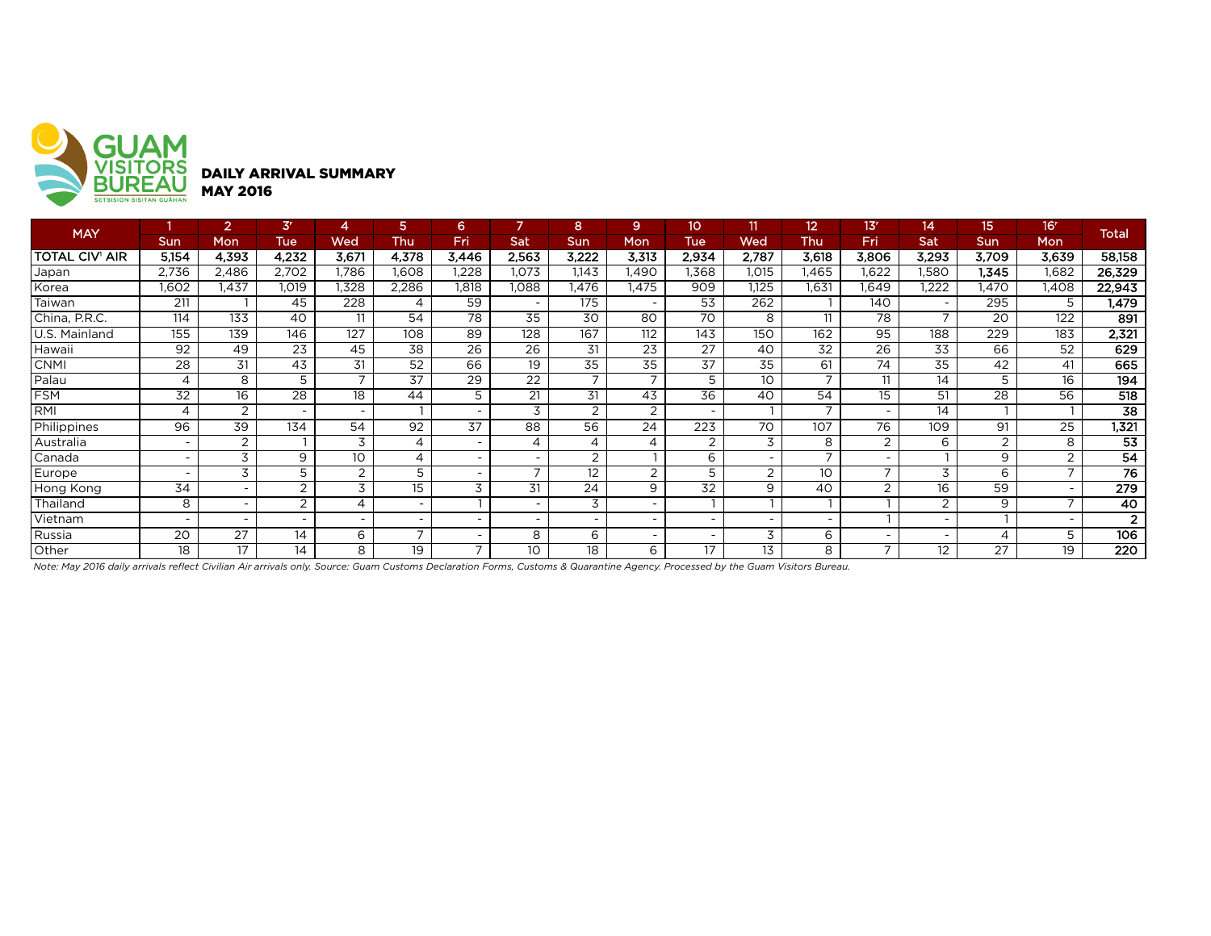GUAM VISITORS BUREAU
SETBISION BISITAN GUÅHAN

# DAILY ARRIVAL SUMMARY
## MAY 2016

| MAY | 1 | 2 | 3r | 4 | 5 | 6 | 7 | 8 | 9 | 10 | 11 | 12 | 13r | 14 | 15 | 16r | Total |
|---|---|---|---|---|---|---|---|---|---|---|---|---|---|---|---|---|---|
| | Sun | Mon | Tue | Wed | Thu | Fri | Sat | Sun | Mon | Tue | Wed | Thu | Fri | Sat | Sun | Mon | |
| **TOTAL CIV[1] AIR** | **5,154** | **4,393** | **4,232** | **3,671** | **4,378** | **3,446** | **2,563** | **3,222** | **3,313** | **2,934** | **2,787** | **3,618** | **3,806** | **3,293** | **3,709** | **3,639** | **58,158** |
| Japan | 2,736 | 2,486 | 2,702 | 1,786 | 1,608 | 1,228 | 1,073 | 1,143 | 1,490 | 1,368 | 1,015 | 1,465 | 1,622 | 1,580 | **1,345** | 1,682 | **26,329** |
| Korea | 1,602 | 1,437 | 1,019 | 1,328 | 2,286 | 1,818 | 1,088 | 1,476 | 1,475 | 909 | 1,125 | 1,631 | 1,649 | 1,222 | 1,470 | 1,408 | **22,943** |
| Taiwan | 211 | 1 | 45 | 228 | 4 | 59 | - | 175 | - | 53 | 262 | 1 | 140 | - | 295 | 5 | **1,479** |
| China, P.R.C. | 114 | 133 | 40 | 11 | 54 | 78 | 35 | 30 | 80 | 70 | 8 | 11 | 78 | 7 | 20 | 122 | **891** |
| U.S. Mainland | 155 | 139 | 146 | 127 | 108 | 89 | 128 | 167 | 112 | 143 | 150 | 162 | 95 | 188 | 229 | 183 | **2,321** |
| Hawaii | 92 | 49 | 23 | 45 | 38 | 26 | 26 | 31 | 23 | 27 | 40 | 32 | 26 | 33 | 66 | 52 | **629** |
| CNMI | 28 | 31 | 43 | 31 | 52 | 66 | 19 | 35 | 35 | 37 | 35 | 61 | 74 | 35 | 42 | 41 | **665** |
| Palau | 4 | 8 | 5 | 7 | 37 | 29 | 22 | 7 | 7 | 5 | 10 | 7 | 11 | 14 | 5 | 16 | **194** |
| FSM | 32 | 16 | 28 | 18 | 44 | 5 | 21 | 31 | 43 | 36 | 40 | 54 | 15 | 51 | 28 | 56 | **518** |
| RMI | 4 | 2 | - | - | 1 | - | 3 | 2 | 2 | - | 1 | 7 | - | 14 | 1 | 1 | **38** |
| Philippines | 96 | 39 | 134 | 54 | 92 | 37 | 88 | 56 | 24 | 223 | 70 | 107 | 76 | 109 | 91 | 25 | **1,321** |
| Australia | - | 2 | 1 | 3 | 4 | - | 4 | 4 | 4 | 2 | 3 | 8 | 2 | 6 | 2 | 8 | **53** |
| Canada | - | 3 | 9 | 10 | 4 | - | - | 2 | 1 | 6 | - | 7 | - | 1 | 9 | 2 | **54** |
| Europe | - | 3 | 5 | 2 | 5 | - | 7 | 12 | 2 | 5 | 2 | 10 | 7 | 3 | 6 | 7 | **76** |
| Hong Kong | 34 | - | 2 | 3 | 15 | 3 | 31 | 24 | 9 | 32 | 9 | 40 | 2 | 16 | 59 | - | **279** |
| Thailand | 8 | - | 2 | 4 | - | 1 | - | 3 | - | 1 | 1 | 1 | 1 | 2 | 9 | 7 | **40** |
| Vietnam | - | - | - | - | - | - | - | - | - | - | - | - | 1 | - | 1 | - | **2** |
| Russia | 20 | 27 | 14 | 6 | 7 | - | 8 | 6 | - | - | 3 | 6 | - | - | 4 | 5 | **106** |
| Other | 18 | 17 | 14 | 8 | 19 | 7 | 10 | 18 | 6 | 17 | 13 | 8 | 7 | 12 | 27 | 19 | **220** |

*Note: May 2016 daily arrivals reflect Civilian Air arrivals only. Source: Guam Customs Declaration Forms, Customs & Quarantine Agency. Processed by the Guam Visitors Bureau.*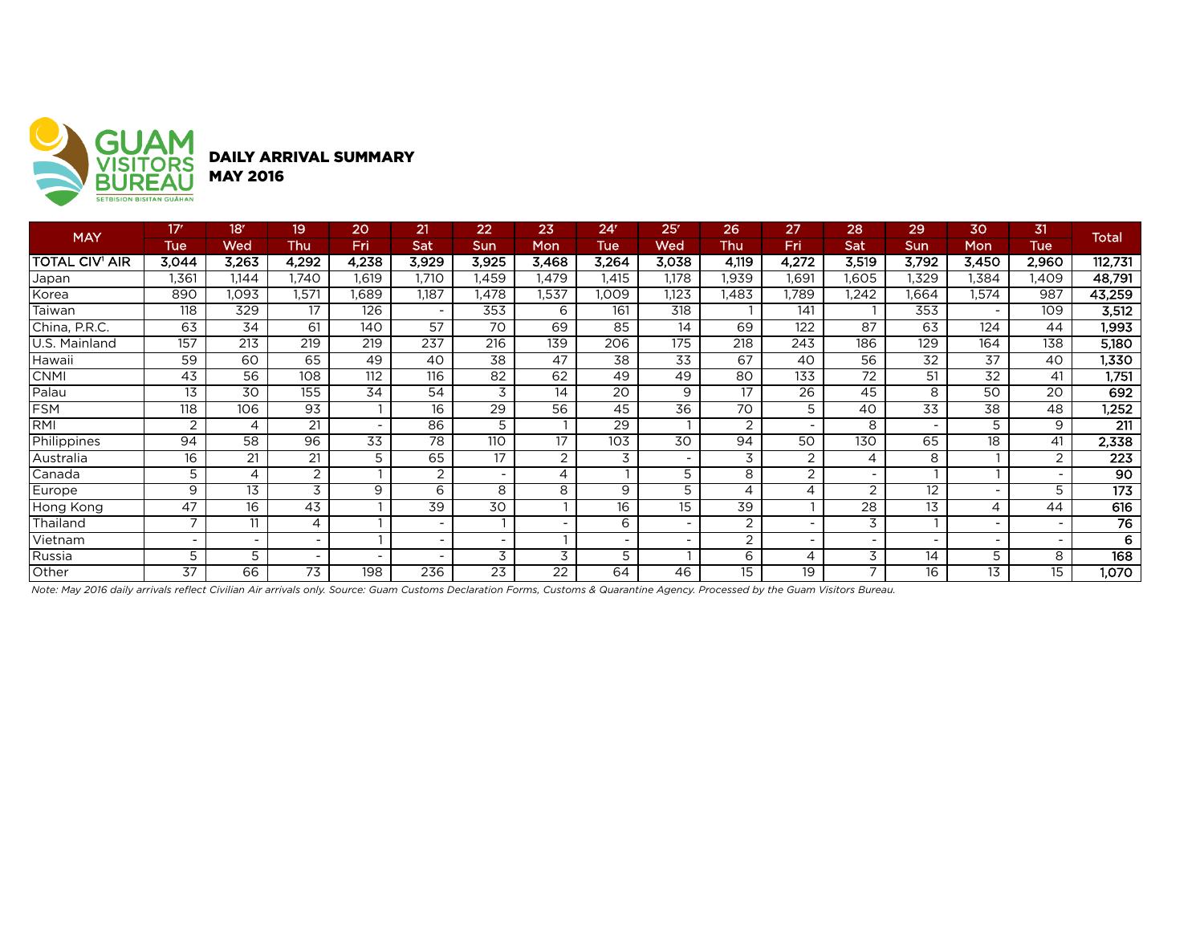GUAM VISITORS BUREAU
SETBISION BISITAN GUÅHAN

## DAILY ARRIVAL SUMMARY
## MAY 2016

| MAY | 17r | 18r | 19 | 20 | 21 | 22 | 23 | 24r | 25r | 26 | 27 | 28 | 29 | 30 | 31 | Total |
|---|---|---|---|---|---|---|---|---|---|---|---|---|---|---|---|---|
| | Tue | Wed | Thu | Fri | Sat | Sun | Mon | Tue | Wed | Thu | Fri | Sat | Sun | Mon | Tue | |
| **TOTAL CIV[1] AIR** | **3,044** | **3,263** | **4,292** | **4,238** | **3,929** | **3,925** | **3,468** | **3,264** | **3,038** | **4,119** | **4,272** | **3,519** | **3,792** | **3,450** | **2,960** | **112,731** |
| Japan | 1,361 | 1,144 | 1,740 | 1,619 | 1,710 | 1,459 | 1,479 | 1,415 | 1,178 | 1,939 | 1,691 | 1,605 | 1,329 | 1,384 | 1,409 | **48,791** |
| Korea | 890 | 1,093 | 1,571 | 1,689 | 1,187 | 1,478 | 1,537 | 1,009 | 1,123 | 1,483 | 1,789 | 1,242 | 1,664 | 1,574 | 987 | **43,259** |
| Taiwan | 118 | 329 | 17 | 126 | - | 353 | 6 | 161 | 318 | 1 | 141 | 1 | 353 | - | 109 | **3,512** |
| China, P.R.C. | 63 | 34 | 61 | 140 | 57 | 70 | 69 | 85 | 14 | 69 | 122 | 87 | 63 | 124 | 44 | **1,993** |
| U.S. Mainland | 157 | 213 | 219 | 219 | 237 | 216 | 139 | 206 | 175 | 218 | 243 | 186 | 129 | 164 | 138 | **5,180** |
| Hawaii | 59 | 60 | 65 | 49 | 40 | 38 | 47 | 38 | 33 | 67 | 40 | 56 | 32 | 37 | 40 | **1,330** |
| CNMI | 43 | 56 | 108 | 112 | 116 | 82 | 62 | 49 | 49 | 80 | 133 | 72 | 51 | 32 | 41 | **1,751** |
| Palau | 13 | 30 | 155 | 34 | 54 | 3 | 14 | 20 | 9 | 17 | 26 | 45 | 8 | 50 | 20 | **692** |
| FSM | 118 | 106 | 93 | 1 | 16 | 29 | 56 | 45 | 36 | 70 | 5 | 40 | 33 | 38 | 48 | **1,252** |
| RMI | 2 | 4 | 21 | - | 86 | 5 | 1 | 29 | 1 | 2 | - | 8 | - | 5 | 9 | **211** |
| Philippines | 94 | 58 | 96 | 33 | 78 | 110 | 17 | 103 | 30 | 94 | 50 | 130 | 65 | 18 | 41 | **2,338** |
| Australia | 16 | 21 | 21 | 5 | 65 | 17 | 2 | 3 | - | 3 | 2 | 4 | 8 | 1 | 2 | **223** |
| Canada | 5 | 4 | 2 | 1 | 2 | - | 4 | 1 | 5 | 8 | 2 | - | 1 | 1 | - | **90** |
| Europe | 9 | 13 | 3 | 9 | 6 | 8 | 8 | 9 | 5 | 4 | 4 | 2 | 12 | - | 5 | **173** |
| Hong Kong | 47 | 16 | 43 | 1 | 39 | 30 | 1 | 16 | 15 | 39 | 1 | 28 | 13 | 4 | 44 | **616** |
| Thailand | 7 | 11 | 4 | 1 | - | 1 | - | 6 | - | 2 | - | 3 | 1 | - | - | **76** |
| Vietnam | - | - | - | 1 | - | - | 1 | - | - | 2 | - | - | - | - | - | **6** |
| Russia | 5 | 5 | - | - | - | 3 | 3 | 5 | 1 | 6 | 4 | 3 | 14 | 5 | 8 | **168** |
| Other | 37 | 66 | 73 | 198 | 236 | 23 | 22 | 64 | 46 | 15 | 19 | 7 | 16 | 13 | 15 | **1,070** |

*Note: May 2016 daily arrivals reflect Civilian Air arrivals only. Source: Guam Customs Declaration Forms, Customs & Quarantine Agency. Processed by the Guam Visitors Bureau.*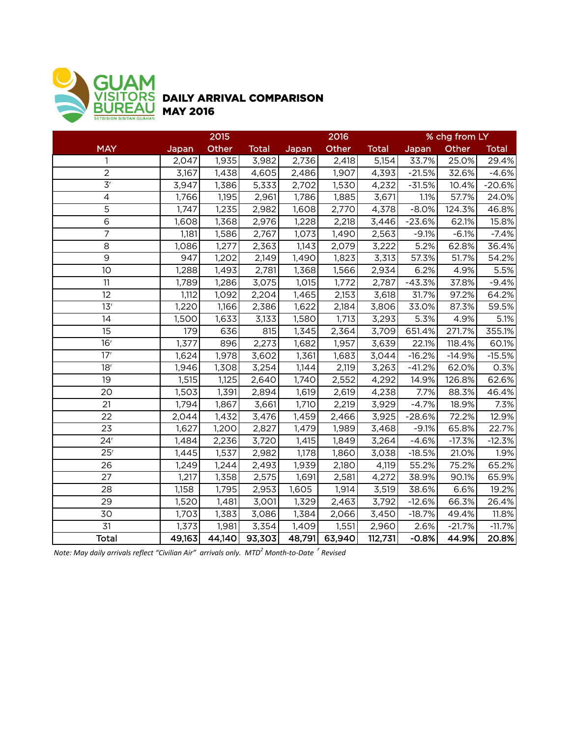GUAM VISITORS BUREAU
SETBISION BISITAN GUÅHAN

## DAILY ARRIVAL COMPARISON
## MAY 2016

| | 2015 | | | 2016 | | | % chg from LY | | |
|---|---|---|---|---|---|---|---|---|---|
| MAY | Japan | Other | Total | Japan | Other | Total | Japan | Other | Total |
| 1 | 2,047 | 1,935 | 3,982 | 2,736 | 2,418 | 5,154 | 33.7% | 25.0% | 29.4% |
| 2 | 3,167 | 1,438 | 4,605 | 2,486 | 1,907 | 4,393 | -21.5% | 32.6% | -4.6% |
| 3[r] | 3,947 | 1,386 | 5,333 | 2,702 | 1,530 | 4,232 | -31.5% | 10.4% | -20.6% |
| 4 | 1,766 | 1,195 | 2,961 | 1,786 | 1,885 | 3,671 | 1.1% | 57.7% | 24.0% |
| 5 | 1,747 | 1,235 | 2,982 | 1,608 | 2,770 | 4,378 | -8.0% | 124.3% | 46.8% |
| 6 | 1,608 | 1,368 | 2,976 | 1,228 | 2,218 | 3,446 | -23.6% | 62.1% | 15.8% |
| 7 | 1,181 | 1,586 | 2,767 | 1,073 | 1,490 | 2,563 | -9.1% | -6.1% | -7.4% |
| 8 | 1,086 | 1,277 | 2,363 | 1,143 | 2,079 | 3,222 | 5.2% | 62.8% | 36.4% |
| 9 | 947 | 1,202 | 2,149 | 1,490 | 1,823 | 3,313 | 57.3% | 51.7% | 54.2% |
| 10 | 1,288 | 1,493 | 2,781 | 1,368 | 1,566 | 2,934 | 6.2% | 4.9% | 5.5% |
| 11 | 1,789 | 1,286 | 3,075 | 1,015 | 1,772 | 2,787 | -43.3% | 37.8% | -9.4% |
| 12 | 1,112 | 1,092 | 2,204 | 1,465 | 2,153 | 3,618 | 31.7% | 97.2% | 64.2% |
| 13[r] | 1,220 | 1,166 | 2,386 | 1,622 | 2,184 | 3,806 | 33.0% | 87.3% | 59.5% |
| 14 | 1,500 | 1,633 | 3,133 | 1,580 | 1,713 | 3,293 | 5.3% | 4.9% | 5.1% |
| 15 | 179 | 636 | 815 | 1,345 | 2,364 | 3,709 | 651.4% | 271.7% | 355.1% |
| 16[r] | 1,377 | 896 | 2,273 | 1,682 | 1,957 | 3,639 | 22.1% | 118.4% | 60.1% |
| 17[r] | 1,624 | 1,978 | 3,602 | 1,361 | 1,683 | 3,044 | -16.2% | -14.9% | -15.5% |
| 18[r] | 1,946 | 1,308 | 3,254 | 1,144 | 2,119 | 3,263 | -41.2% | 62.0% | 0.3% |
| 19 | 1,515 | 1,125 | 2,640 | 1,740 | 2,552 | 4,292 | 14.9% | 126.8% | 62.6% |
| 20 | 1,503 | 1,391 | 2,894 | 1,619 | 2,619 | 4,238 | 7.7% | 88.3% | 46.4% |
| 21 | 1,794 | 1,867 | 3,661 | 1,710 | 2,219 | 3,929 | -4.7% | 18.9% | 7.3% |
| 22 | 2,044 | 1,432 | 3,476 | 1,459 | 2,466 | 3,925 | -28.6% | 72.2% | 12.9% |
| 23 | 1,627 | 1,200 | 2,827 | 1,479 | 1,989 | 3,468 | -9.1% | 65.8% | 22.7% |
| 24[r] | 1,484 | 2,236 | 3,720 | 1,415 | 1,849 | 3,264 | -4.6% | -17.3% | -12.3% |
| 25[r] | 1,445 | 1,537 | 2,982 | 1,178 | 1,860 | 3,038 | -18.5% | 21.0% | 1.9% |
| 26 | 1,249 | 1,244 | 2,493 | 1,939 | 2,180 | 4,119 | 55.2% | 75.2% | 65.2% |
| 27 | 1,217 | 1,358 | 2,575 | 1,691 | 2,581 | 4,272 | 38.9% | 90.1% | 65.9% |
| 28 | 1,158 | 1,795 | 2,953 | 1,605 | 1,914 | 3,519 | 38.6% | 6.6% | 19.2% |
| 29 | 1,520 | 1,481 | 3,001 | 1,329 | 2,463 | 3,792 | -12.6% | 66.3% | 26.4% |
| 30 | 1,703 | 1,383 | 3,086 | 1,384 | 2,066 | 3,450 | -18.7% | 49.4% | 11.8% |
| 31 | 1,373 | 1,981 | 3,354 | 1,409 | 1,551 | 2,960 | 2.6% | -21.7% | -11.7% |
| **Total** | **49,163** | **44,140** | **93,303** | **48,791** | **63,940** | **112,731** | **-0.8%** | **44.9%** | **20.8%** |

*Note: May daily arrivals reflect "Civilian Air" arrivals only. MTD[2] Month-to-Date [r] Revised*